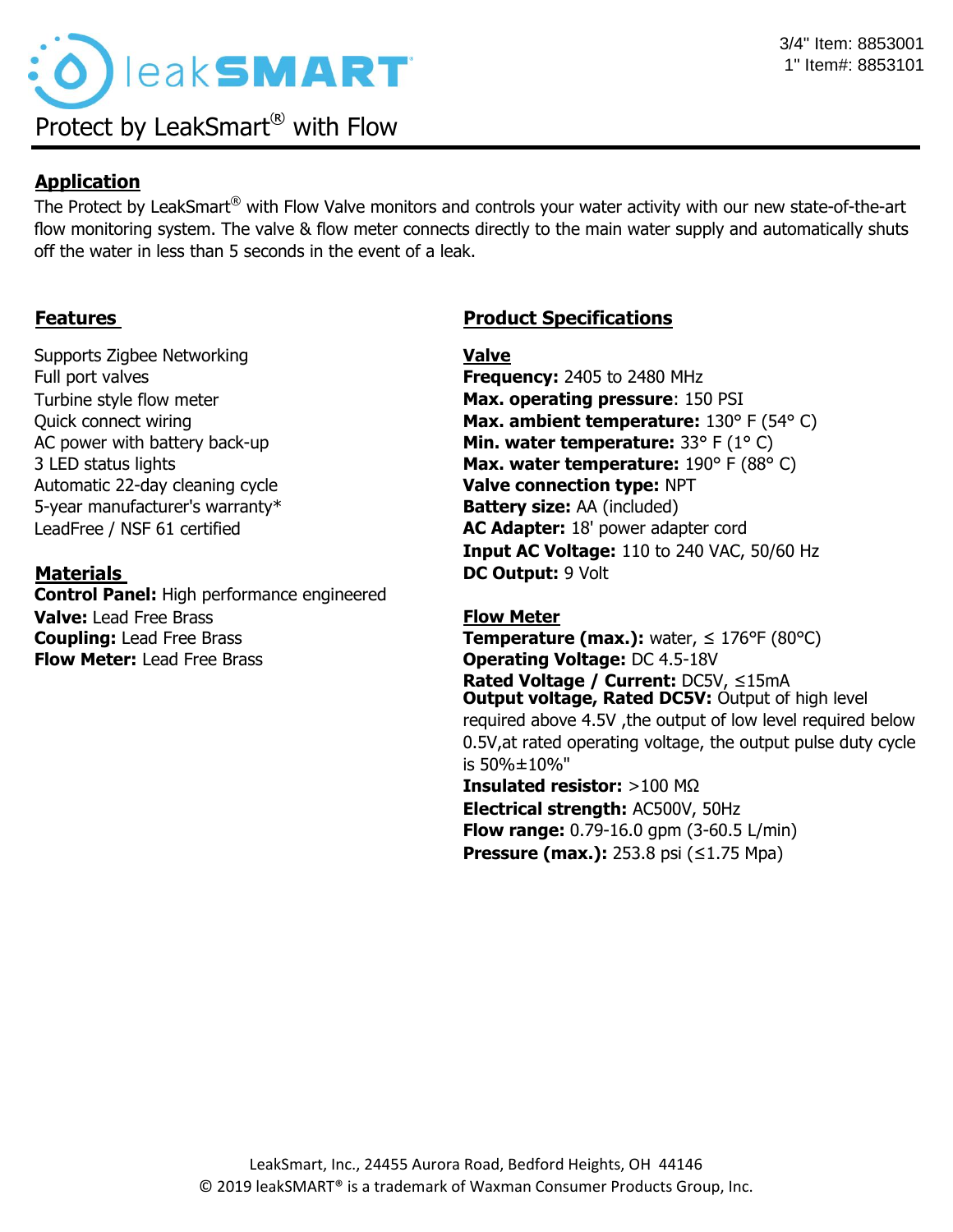3/4" Item: 8853001
1" Item#: 8853101

# leakSMART

## Protect by LeakSmart® with Flow

### Application

The Protect by LeakSmart® with Flow Valve monitors and controls your water activity with our new state-of-the-art flow monitoring system. The valve & flow meter connects directly to the main water supply and automatically shuts off the water in less than 5 seconds in the event of a leak.

### Features

Supports Zigbee Networking
Full port valves
Turbine style flow meter
Quick connect wiring
AC power with battery back-up
3 LED status lights
Automatic 22-day cleaning cycle
5-year manufacturer's warranty*
LeadFree / NSF 61 certified

### Materials

**Control Panel:** High performance engineered
**Valve:** Lead Free Brass
**Coupling:** Lead Free Brass
**Flow Meter:** Lead Free Brass

### Product Specifications

#### Valve

**Frequency:** 2405 to 2480 MHz
**Max. operating pressure**: 150 PSI
**Max. ambient temperature:** 130° F (54° C)
**Min. water temperature:** 33° F (1° C)
**Max. water temperature:** 190° F (88° C)
**Valve connection type:** NPT
**Battery size:** AA (included)
**AC Adapter:** 18' power adapter cord
**Input AC Voltage:** 110 to 240 VAC, 50/60 Hz
**DC Output:** 9 Volt

#### Flow Meter

**Temperature (max.):** water, ≤ 176°F (80°C)
**Operating Voltage:** DC 4.5-18V
**Rated Voltage / Current:** DC5V, ≤15mA
**Output voltage, Rated DC5V:** Output of high level required above 4.5V ,the output of low level required below 0.5V,at rated operating voltage, the output pulse duty cycle is 50%±10%"
**Insulated resistor:** >100 MΩ
**Electrical strength:** AC500V, 50Hz
**Flow range:** 0.79-16.0 gpm (3-60.5 L/min)
**Pressure (max.):** 253.8 psi (≤1.75 Mpa)

LeakSmart, Inc., 24455 Aurora Road, Bedford Heights, OH 44146
© 2019 leakSMART® is a trademark of Waxman Consumer Products Group, Inc.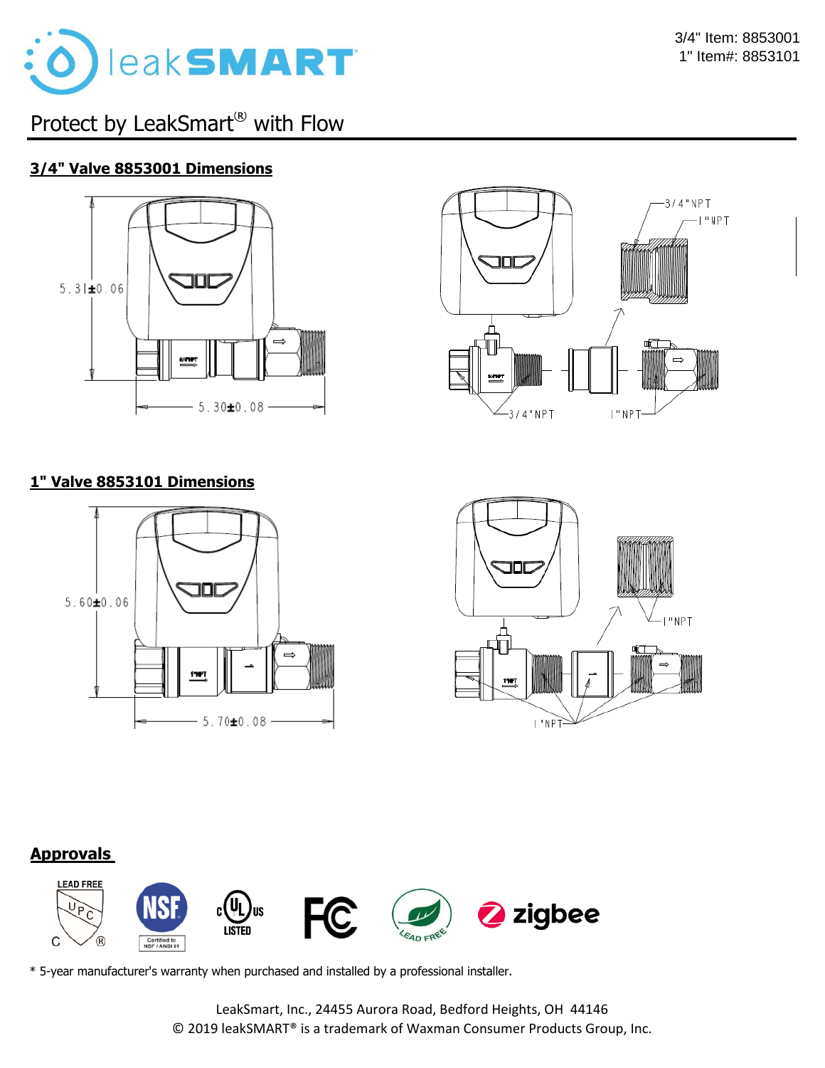3/4" Item: 8853001
1" Item#: 8853101

# Protect by LeakSmart® with Flow

## 3/4" Valve 8853001 Dimensions

5.31±0.06

5.30±0.08

3/4"NPT

1"NPT

3/4"NPT

1"NPT

## 1" Valve 8853101 Dimensions

5.60±0.06

5.70±0.08

1"NPT

1"NPT

## Approvals

LEAD FREE UPC C ®

NSF Certified to NSF / ANSI 61

c UL us LISTED

FC

LEAD FREE

zigbee

* 5-year manufacturer's warranty when purchased and installed by a professional installer.

LeakSmart, Inc., 24455 Aurora Road, Bedford Heights, OH 44146
© 2019 leakSMART® is a trademark of Waxman Consumer Products Group, Inc.